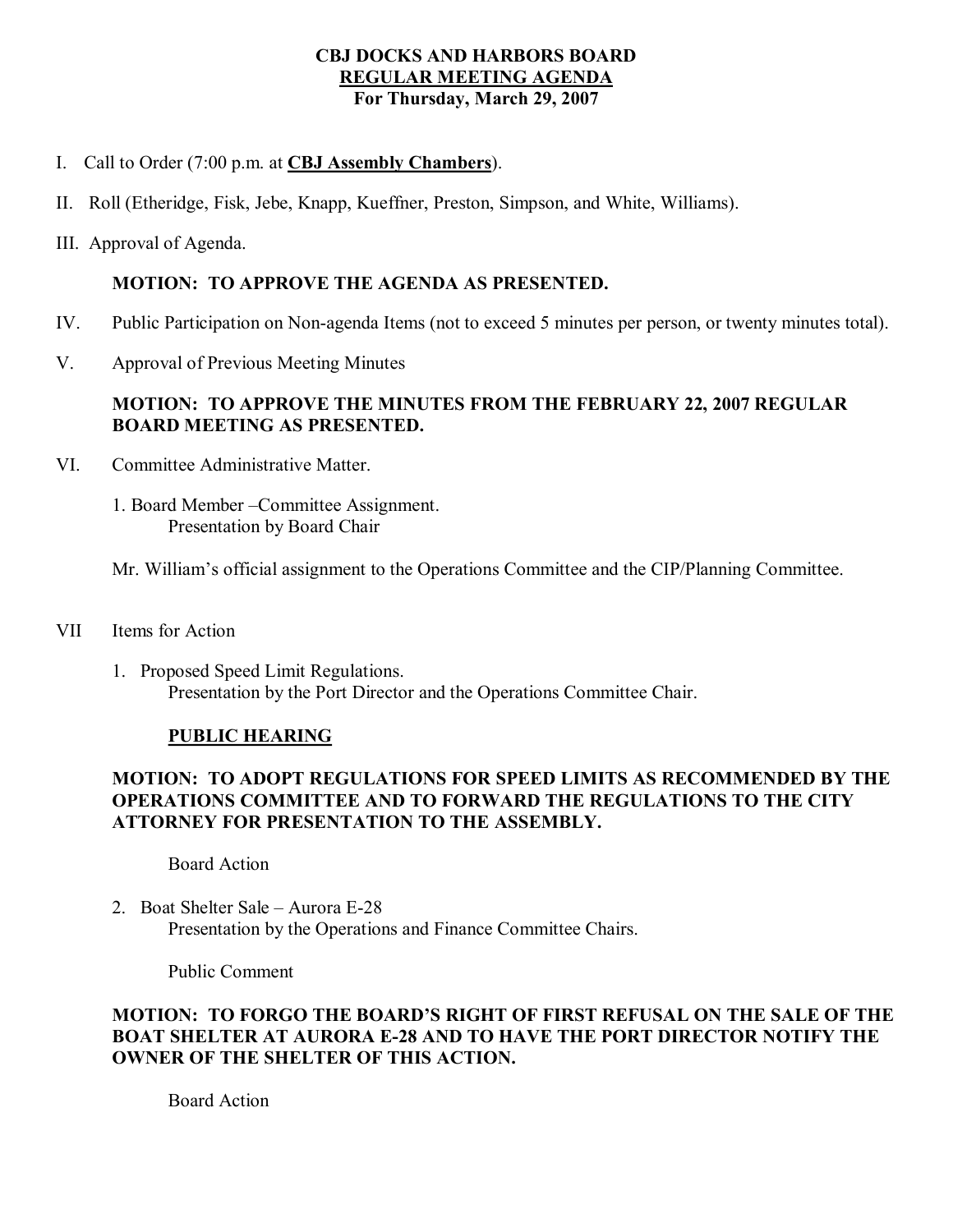# CBJ DOCKS AND HARBORS BOARD
## REGULAR MEETING AGENDA
### For Thursday, March 29, 2007

I. Call to Order (7:00 p.m. at **CBJ Assembly Chambers**).

II. Roll (Etheridge, Fisk, Jebe, Knapp, Kueffner, Preston, Simpson, and White, Williams).

III. Approval of Agenda.

**MOTION: TO APPROVE THE AGENDA AS PRESENTED.**

IV. Public Participation on Non-agenda Items (not to exceed 5 minutes per person, or twenty minutes total).

V. Approval of Previous Meeting Minutes

**MOTION: TO APPROVE THE MINUTES FROM THE FEBRUARY 22, 2007 REGULAR BOARD MEETING AS PRESENTED.**

VI. Committee Administrative Matter.

1. Board Member –Committee Assignment.
   Presentation by Board Chair

Mr. William's official assignment to the Operations Committee and the CIP/Planning Committee.

VII Items for Action

1. Proposed Speed Limit Regulations.
   Presentation by the Port Director and the Operations Committee Chair.

   **PUBLIC HEARING**

   **MOTION: TO ADOPT REGULATIONS FOR SPEED LIMITS AS RECOMMENDED BY THE OPERATIONS COMMITTEE AND TO FORWARD THE REGULATIONS TO THE CITY ATTORNEY FOR PRESENTATION TO THE ASSEMBLY.**

   Board Action

2. Boat Shelter Sale – Aurora E-28
   Presentation by the Operations and Finance Committee Chairs.

   Public Comment

   **MOTION: TO FORGO THE BOARD'S RIGHT OF FIRST REFUSAL ON THE SALE OF THE BOAT SHELTER AT AURORA E-28 AND TO HAVE THE PORT DIRECTOR NOTIFY THE OWNER OF THE SHELTER OF THIS ACTION.**

   Board Action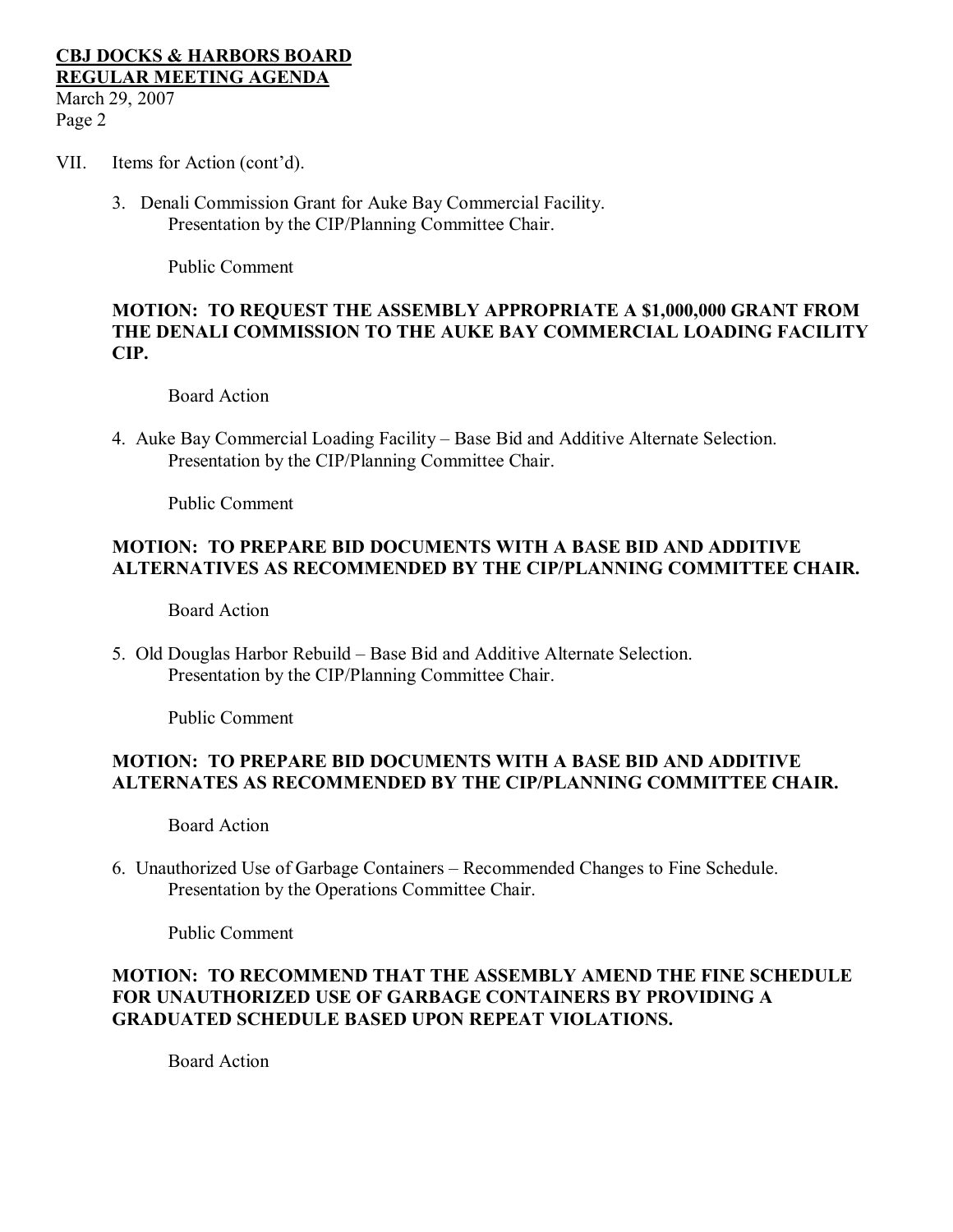VII. Items for Action (cont'd).

3. Denali Commission Grant for Auke Bay Commercial Facility.
   Presentation by the CIP/Planning Committee Chair.

   Public Comment

**MOTION: TO REQUEST THE ASSEMBLY APPROPRIATE A $1,000,000 GRANT FROM THE DENALI COMMISSION TO THE AUKE BAY COMMERCIAL LOADING FACILITY CIP.**

   Board Action

4. Auke Bay Commercial Loading Facility – Base Bid and Additive Alternate Selection.
   Presentation by the CIP/Planning Committee Chair.

   Public Comment

**MOTION: TO PREPARE BID DOCUMENTS WITH A BASE BID AND ADDITIVE ALTERNATIVES AS RECOMMENDED BY THE CIP/PLANNING COMMITTEE CHAIR.**

   Board Action

5. Old Douglas Harbor Rebuild – Base Bid and Additive Alternate Selection.
   Presentation by the CIP/Planning Committee Chair.

   Public Comment

**MOTION: TO PREPARE BID DOCUMENTS WITH A BASE BID AND ADDITIVE ALTERNATES AS RECOMMENDED BY THE CIP/PLANNING COMMITTEE CHAIR.**

   Board Action

6. Unauthorized Use of Garbage Containers – Recommended Changes to Fine Schedule.
   Presentation by the Operations Committee Chair.

   Public Comment

**MOTION: TO RECOMMEND THAT THE ASSEMBLY AMEND THE FINE SCHEDULE FOR UNAUTHORIZED USE OF GARBAGE CONTAINERS BY PROVIDING A GRADUATED SCHEDULE BASED UPON REPEAT VIOLATIONS.**

   Board Action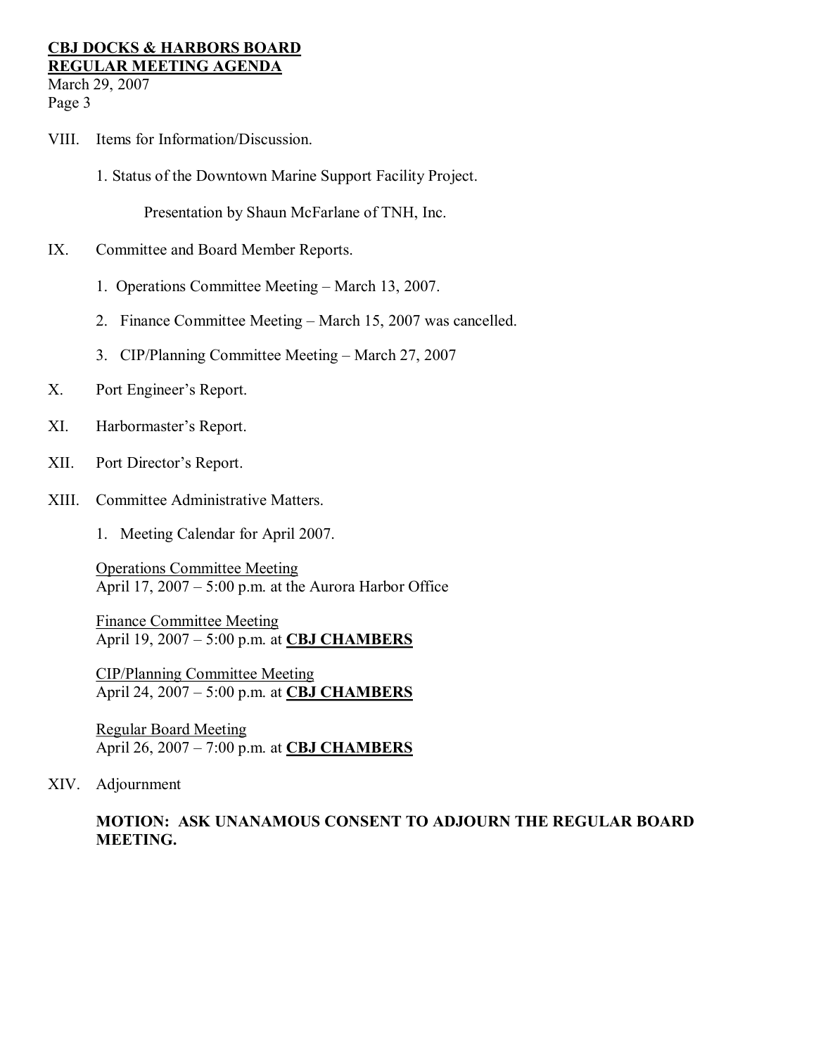VIII. Items for Information/Discussion.

1. Status of the Downtown Marine Support Facility Project.

Presentation by Shaun McFarlane of TNH, Inc.

IX. Committee and Board Member Reports.

1. Operations Committee Meeting – March 13, 2007.
2. Finance Committee Meeting – March 15, 2007 was cancelled.
3. CIP/Planning Committee Meeting – March 27, 2007

X. Port Engineer's Report.

XI. Harbormaster's Report.

XII. Port Director's Report.

XIII. Committee Administrative Matters.

1. Meeting Calendar for April 2007.

Operations Committee Meeting
April 17, 2007 – 5:00 p.m. at the Aurora Harbor Office

Finance Committee Meeting
April 19, 2007 – 5:00 p.m. at **CBJ CHAMBERS**

CIP/Planning Committee Meeting
April 24, 2007 – 5:00 p.m. at **CBJ CHAMBERS**

Regular Board Meeting
April 26, 2007 – 7:00 p.m. at **CBJ CHAMBERS**

XIV. Adjournment

**MOTION: ASK UNANAMOUS CONSENT TO ADJOURN THE REGULAR BOARD MEETING.**